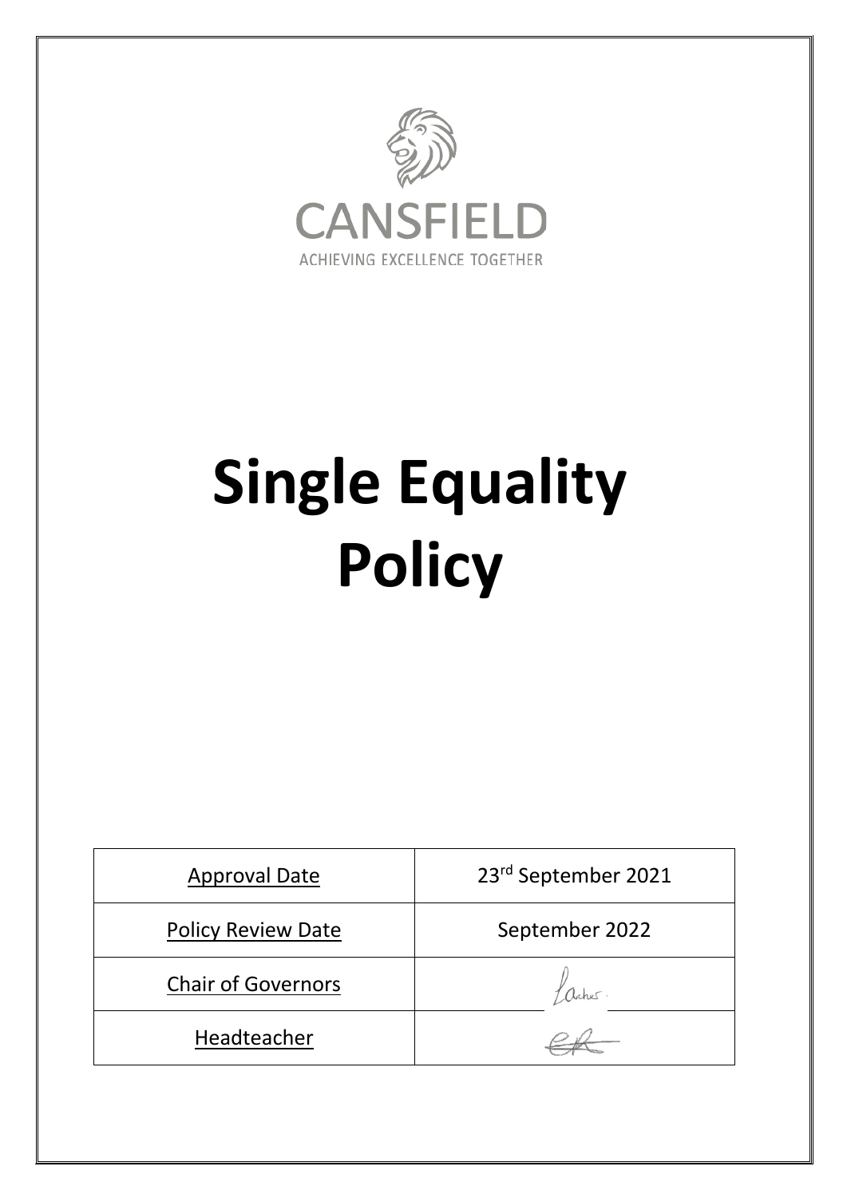CANSFIELD

ACHIEVING EXCELLENCE TOGETHER

# Single Equality Policy

| Approval Date | 23rd September 2021 |
| --- | --- |
| Policy Review Date | September 2022 |
| Chair of Governors | |
| Headteacher | |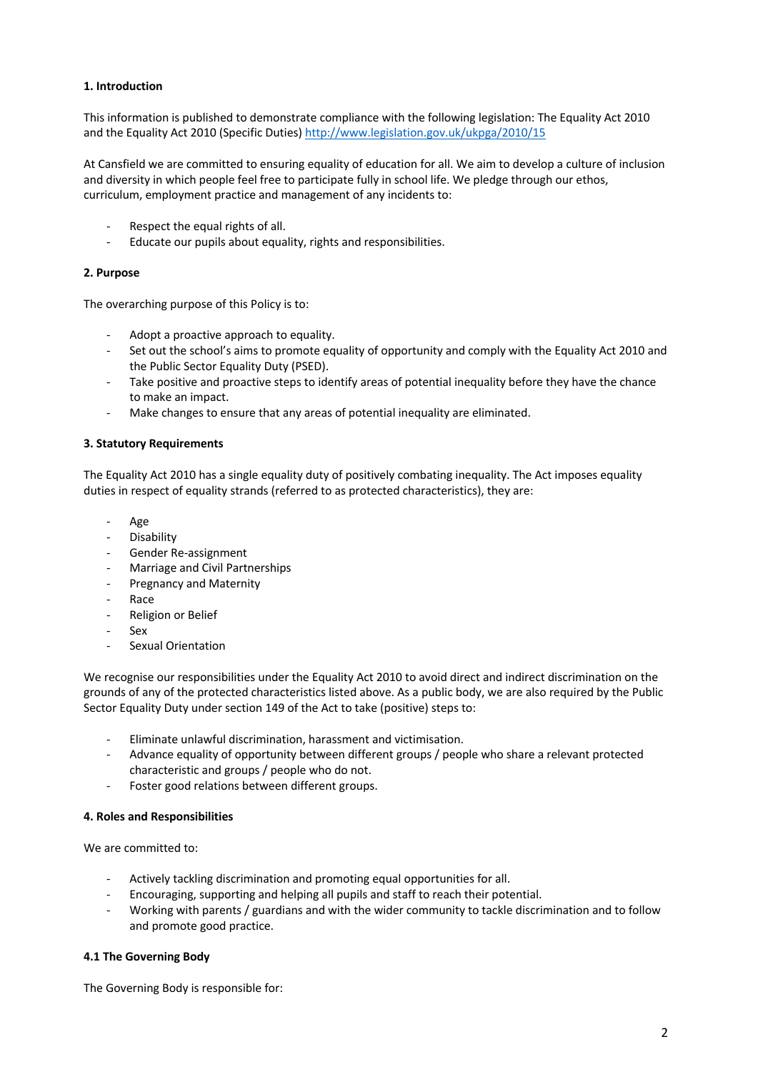**1. Introduction**

This information is published to demonstrate compliance with the following legislation: The Equality Act 2010 and the Equality Act 2010 (Specific Duties) http://www.legislation.gov.uk/ukpga/2010/15

At Cansfield we are committed to ensuring equality of education for all. We aim to develop a culture of inclusion and diversity in which people feel free to participate fully in school life. We pledge through our ethos, curriculum, employment practice and management of any incidents to:

- Respect the equal rights of all.
- Educate our pupils about equality, rights and responsibilities.

**2. Purpose**

The overarching purpose of this Policy is to:

- Adopt a proactive approach to equality.
- Set out the school's aims to promote equality of opportunity and comply with the Equality Act 2010 and the Public Sector Equality Duty (PSED).
- Take positive and proactive steps to identify areas of potential inequality before they have the chance to make an impact.
- Make changes to ensure that any areas of potential inequality are eliminated.

**3. Statutory Requirements**

The Equality Act 2010 has a single equality duty of positively combating inequality. The Act imposes equality duties in respect of equality strands (referred to as protected characteristics), they are:

- Age
- Disability
- Gender Re-assignment
- Marriage and Civil Partnerships
- Pregnancy and Maternity
- Race
- Religion or Belief
- Sex
- Sexual Orientation

We recognise our responsibilities under the Equality Act 2010 to avoid direct and indirect discrimination on the grounds of any of the protected characteristics listed above. As a public body, we are also required by the Public Sector Equality Duty under section 149 of the Act to take (positive) steps to:

- Eliminate unlawful discrimination, harassment and victimisation.
- Advance equality of opportunity between different groups / people who share a relevant protected characteristic and groups / people who do not.
- Foster good relations between different groups.

**4. Roles and Responsibilities**

We are committed to:

- Actively tackling discrimination and promoting equal opportunities for all.
- Encouraging, supporting and helping all pupils and staff to reach their potential.
- Working with parents / guardians and with the wider community to tackle discrimination and to follow and promote good practice.

**4.1 The Governing Body**

The Governing Body is responsible for: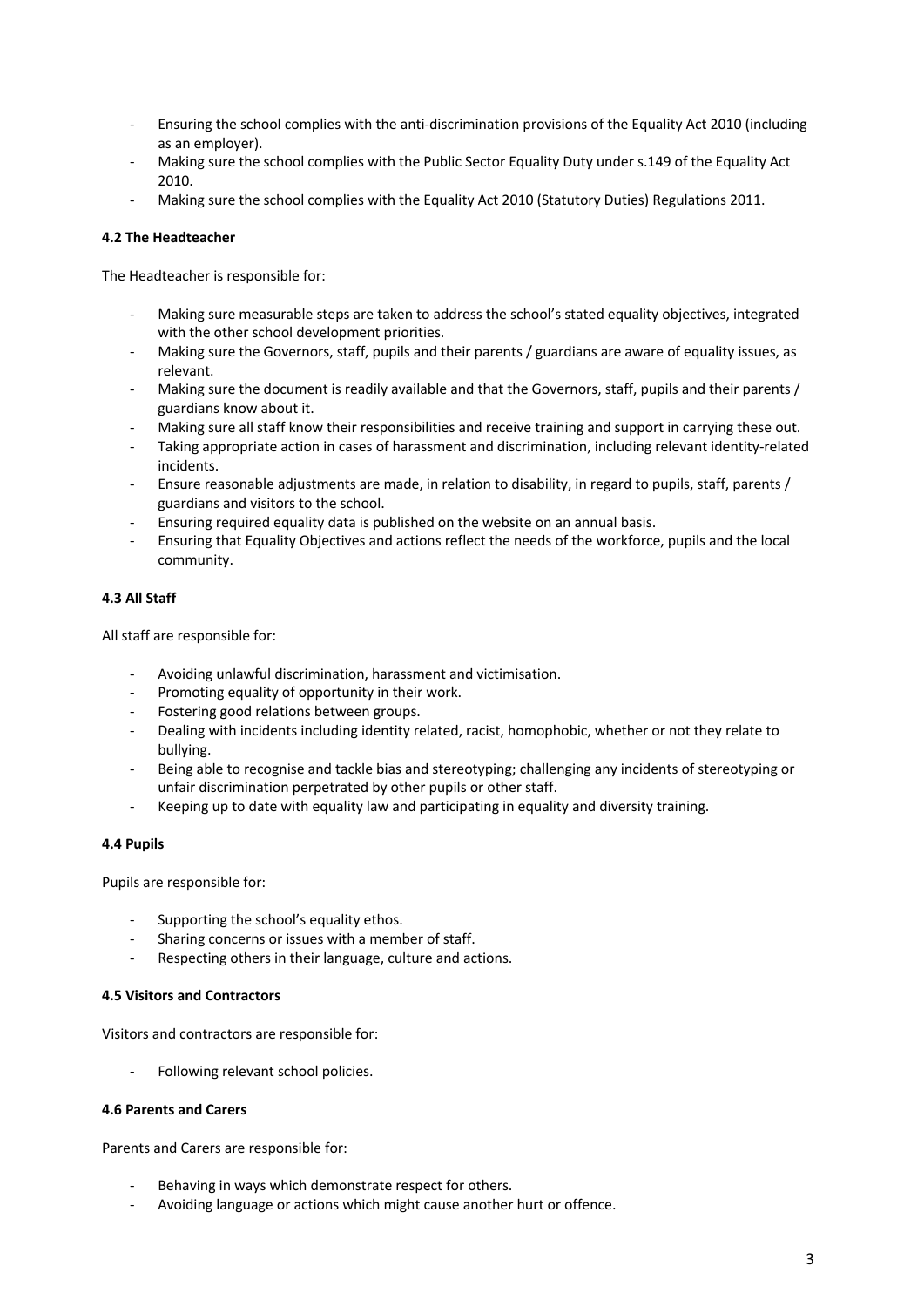- Ensuring the school complies with the anti-discrimination provisions of the Equality Act 2010 (including as an employer).
- Making sure the school complies with the Public Sector Equality Duty under s.149 of the Equality Act 2010.
- Making sure the school complies with the Equality Act 2010 (Statutory Duties) Regulations 2011.

**4.2 The Headteacher**

The Headteacher is responsible for:

- Making sure measurable steps are taken to address the school's stated equality objectives, integrated with the other school development priorities.
- Making sure the Governors, staff, pupils and their parents / guardians are aware of equality issues, as relevant.
- Making sure the document is readily available and that the Governors, staff, pupils and their parents / guardians know about it.
- Making sure all staff know their responsibilities and receive training and support in carrying these out.
- Taking appropriate action in cases of harassment and discrimination, including relevant identity-related incidents.
- Ensure reasonable adjustments are made, in relation to disability, in regard to pupils, staff, parents / guardians and visitors to the school.
- Ensuring required equality data is published on the website on an annual basis.
- Ensuring that Equality Objectives and actions reflect the needs of the workforce, pupils and the local community.

**4.3 All Staff**

All staff are responsible for:

- Avoiding unlawful discrimination, harassment and victimisation.
- Promoting equality of opportunity in their work.
- Fostering good relations between groups.
- Dealing with incidents including identity related, racist, homophobic, whether or not they relate to bullying.
- Being able to recognise and tackle bias and stereotyping; challenging any incidents of stereotyping or unfair discrimination perpetrated by other pupils or other staff.
- Keeping up to date with equality law and participating in equality and diversity training.

**4.4 Pupils**

Pupils are responsible for:

- Supporting the school's equality ethos.
- Sharing concerns or issues with a member of staff.
- Respecting others in their language, culture and actions.

**4.5 Visitors and Contractors**

Visitors and contractors are responsible for:

- Following relevant school policies.

**4.6 Parents and Carers**

Parents and Carers are responsible for:

- Behaving in ways which demonstrate respect for others.
- Avoiding language or actions which might cause another hurt or offence.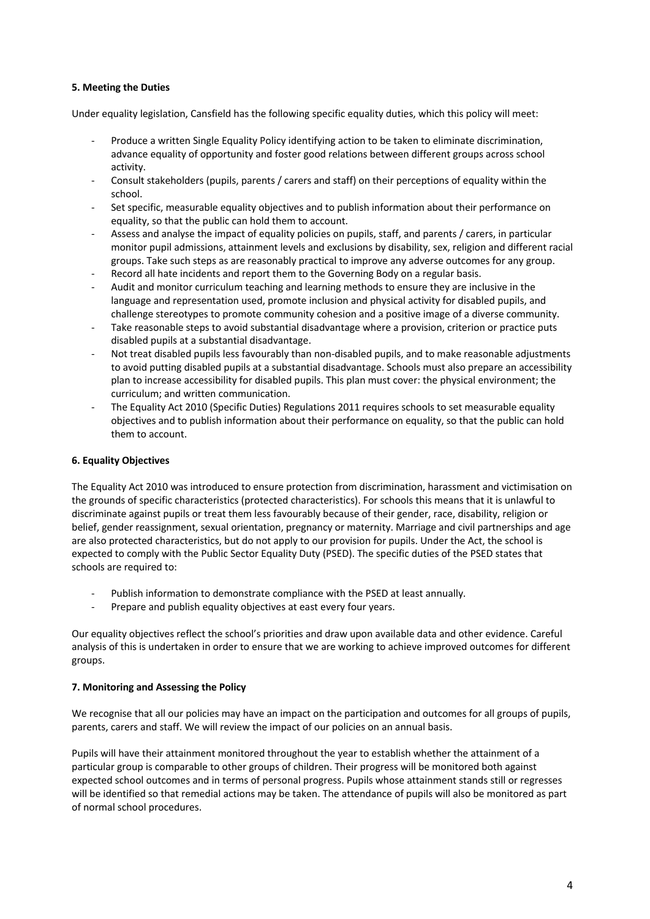**5. Meeting the Duties**

Under equality legislation, Cansfield has the following specific equality duties, which this policy will meet:

- Produce a written Single Equality Policy identifying action to be taken to eliminate discrimination, advance equality of opportunity and foster good relations between different groups across school activity.
- Consult stakeholders (pupils, parents / carers and staff) on their perceptions of equality within the school.
- Set specific, measurable equality objectives and to publish information about their performance on equality, so that the public can hold them to account.
- Assess and analyse the impact of equality policies on pupils, staff, and parents / carers, in particular monitor pupil admissions, attainment levels and exclusions by disability, sex, religion and different racial groups. Take such steps as are reasonably practical to improve any adverse outcomes for any group.
- Record all hate incidents and report them to the Governing Body on a regular basis.
- Audit and monitor curriculum teaching and learning methods to ensure they are inclusive in the language and representation used, promote inclusion and physical activity for disabled pupils, and challenge stereotypes to promote community cohesion and a positive image of a diverse community.
- Take reasonable steps to avoid substantial disadvantage where a provision, criterion or practice puts disabled pupils at a substantial disadvantage.
- Not treat disabled pupils less favourably than non-disabled pupils, and to make reasonable adjustments to avoid putting disabled pupils at a substantial disadvantage. Schools must also prepare an accessibility plan to increase accessibility for disabled pupils. This plan must cover: the physical environment; the curriculum; and written communication.
- The Equality Act 2010 (Specific Duties) Regulations 2011 requires schools to set measurable equality objectives and to publish information about their performance on equality, so that the public can hold them to account.

**6. Equality Objectives**

The Equality Act 2010 was introduced to ensure protection from discrimination, harassment and victimisation on the grounds of specific characteristics (protected characteristics). For schools this means that it is unlawful to discriminate against pupils or treat them less favourably because of their gender, race, disability, religion or belief, gender reassignment, sexual orientation, pregnancy or maternity. Marriage and civil partnerships and age are also protected characteristics, but do not apply to our provision for pupils. Under the Act, the school is expected to comply with the Public Sector Equality Duty (PSED). The specific duties of the PSED states that schools are required to:

- Publish information to demonstrate compliance with the PSED at least annually.
- Prepare and publish equality objectives at east every four years.

Our equality objectives reflect the school's priorities and draw upon available data and other evidence. Careful analysis of this is undertaken in order to ensure that we are working to achieve improved outcomes for different groups.

**7. Monitoring and Assessing the Policy**

We recognise that all our policies may have an impact on the participation and outcomes for all groups of pupils, parents, carers and staff. We will review the impact of our policies on an annual basis.

Pupils will have their attainment monitored throughout the year to establish whether the attainment of a particular group is comparable to other groups of children. Their progress will be monitored both against expected school outcomes and in terms of personal progress. Pupils whose attainment stands still or regresses will be identified so that remedial actions may be taken. The attendance of pupils will also be monitored as part of normal school procedures.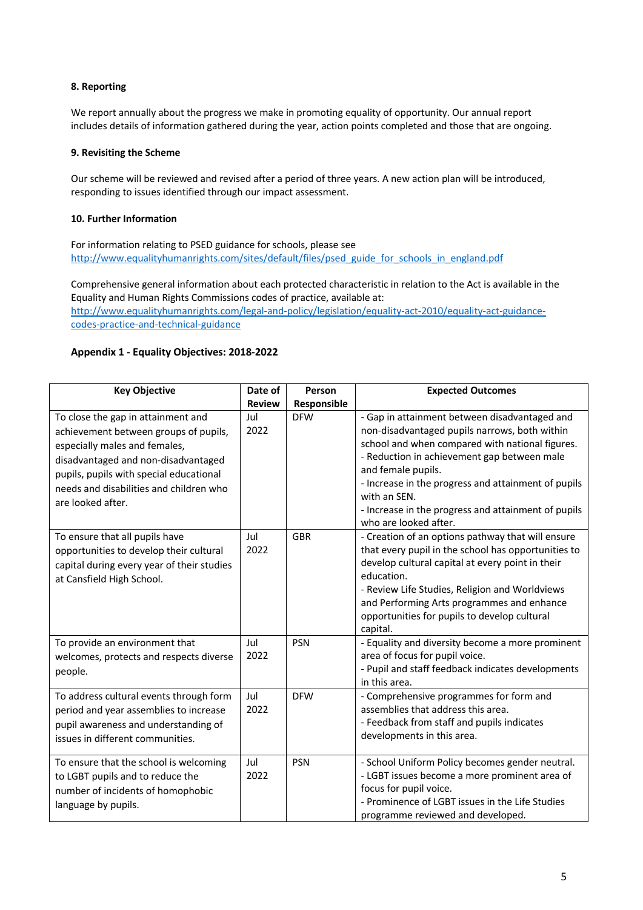### 8. Reporting

We report annually about the progress we make in promoting equality of opportunity. Our annual report includes details of information gathered during the year, action points completed and those that are ongoing.

### 9. Revisiting the Scheme

Our scheme will be reviewed and revised after a period of three years. A new action plan will be introduced, responding to issues identified through our impact assessment.

### 10. Further Information

For information relating to PSED guidance for schools, please see
http://www.equalityhumanrights.com/sites/default/files/psed_guide_for_schools_in_england.pdf

Comprehensive general information about each protected characteristic in relation to the Act is available in the Equality and Human Rights Commissions codes of practice, available at:
http://www.equalityhumanrights.com/legal-and-policy/legislation/equality-act-2010/equality-act-guidance-codes-practice-and-technical-guidance

### Appendix 1 - Equality Objectives: 2018-2022

| Key Objective | Date of Review | Person Responsible | Expected Outcomes |
|---|---|---|---|
| To close the gap in attainment and achievement between groups of pupils, especially males and females, disadvantaged and non-disadvantaged pupils, pupils with special educational needs and disabilities and children who are looked after. | Jul 2022 | DFW | - Gap in attainment between disadvantaged and non-disadvantaged pupils narrows, both within school and when compared with national figures.<br>- Reduction in achievement gap between male and female pupils.<br>- Increase in the progress and attainment of pupils with an SEN.<br>- Increase in the progress and attainment of pupils who are looked after. |
| To ensure that all pupils have opportunities to develop their cultural capital during every year of their studies at Cansfield High School. | Jul 2022 | GBR | - Creation of an options pathway that will ensure that every pupil in the school has opportunities to develop cultural capital at every point in their education.<br>- Review Life Studies, Religion and Worldviews and Performing Arts programmes and enhance opportunities for pupils to develop cultural capital. |
| To provide an environment that welcomes, protects and respects diverse people. | Jul 2022 | PSN | - Equality and diversity become a more prominent area of focus for pupil voice.<br>- Pupil and staff feedback indicates developments in this area. |
| To address cultural events through form period and year assemblies to increase pupil awareness and understanding of issues in different communities. | Jul 2022 | DFW | - Comprehensive programmes for form and assemblies that address this area.<br>- Feedback from staff and pupils indicates developments in this area. |
| To ensure that the school is welcoming to LGBT pupils and to reduce the number of incidents of homophobic language by pupils. | Jul 2022 | PSN | - School Uniform Policy becomes gender neutral.<br>- LGBT issues become a more prominent area of focus for pupil voice.<br>- Prominence of LGBT issues in the Life Studies programme reviewed and developed. |